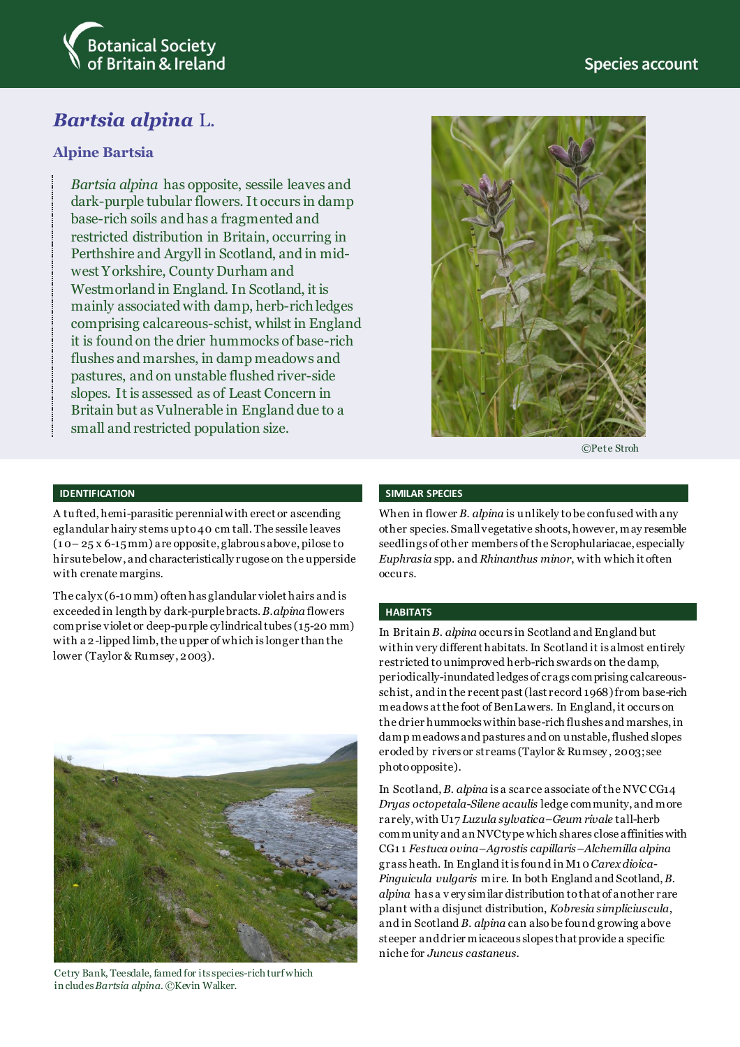Botanical Society of Britain & Ireland

Species account

# *Bartsia alpina* L.

## Alpine Bartsia

*Bartsia alpina* has opposite, sessile leaves and dark-purple tubular flowers. It occurs in damp base-rich soils and has a fragmented and restricted distribution in Britain, occurring in Perthshire and Argyll in Scotland, and in mid-west Yorkshire, County Durham and Westmorland in England. In Scotland, it is mainly associated with damp, herb-rich ledges comprising calcareous-schist, whilst in England it is found on the drier hummocks of base-rich flushes and marshes, in damp meadows and pastures, and on unstable flushed river-side slopes. It is assessed as of Least Concern in Britain but as Vulnerable in England due to a small and restricted population size.

©Pete Stroh

### IDENTIFICATION

A tufted, hemi-parasitic perennial with erect or ascending eglandular hairy stems up to 40 cm tall. The sessile leaves (10– 25 x 6-15 mm) are opposite, glabrous above, pilose to hirsute below, and characteristically rugose on the upperside with crenate margins.

The calyx (6-10 mm) often has glandular violet hairs and is exceeded in length by dark-purple bracts. *B. alpina* flowers comprise violet or deep-purple cylindrical tubes (15-20 mm) with a 2-lipped limb, the upper of which is longer than the lower (Taylor & Rumsey, 2003).

Cetry Bank, Teesdale, famed for its species-rich turf which includes *Bartsia alpina*. ©Kevin Walker.

### SIMILAR SPECIES

When in flower *B. alpina* is unlikely to be confused with any other species. Small vegetative shoots, however, may resemble seedlings of other members of the Scrophulariacae, especially *Euphrasia* spp. and *Rhinanthus minor*, with which it often occurs.

### HABITATS

In Britain *B. alpina* occurs in Scotland and England but within very different habitats. In Scotland it is almost entirely restricted to unimproved herb-rich swards on the damp, periodically-inundated ledges of crags comprising calcareous-schist, and in the recent past (last record 1968) from base-rich meadows at the foot of Ben Lawers. In England, it occurs on the drier hummocks within base-rich flushes and marshes, in damp meadows and pastures and on unstable, flushed slopes eroded by rivers or streams (Taylor & Rumsey, 2003; see photo opposite).

In Scotland, *B. alpina* is a scarce associate of the NVC CG14 *Dryas octopetala-Silene acaulis* ledge community, and more rarely, with U17 *Luzula sylvatica–Geum rivale* tall-herb community and an NVC type which shares close affinities with CG11 *Festuca ovina–Agrostis capillaris–Alchemilla alpina* grass heath. In England it is found in M10 *Carex dioica-Pinguicula vulgaris* mire. In both England and Scotland, *B. alpina* has a very similar distribution to that of another rare plant with a disjunct distribution, *Kobresia simpliciuscula*, and in Scotland *B. alpina* can also be found growing above steeper and drier micaceous slopes that provide a specific niche for *Juncus castaneus*.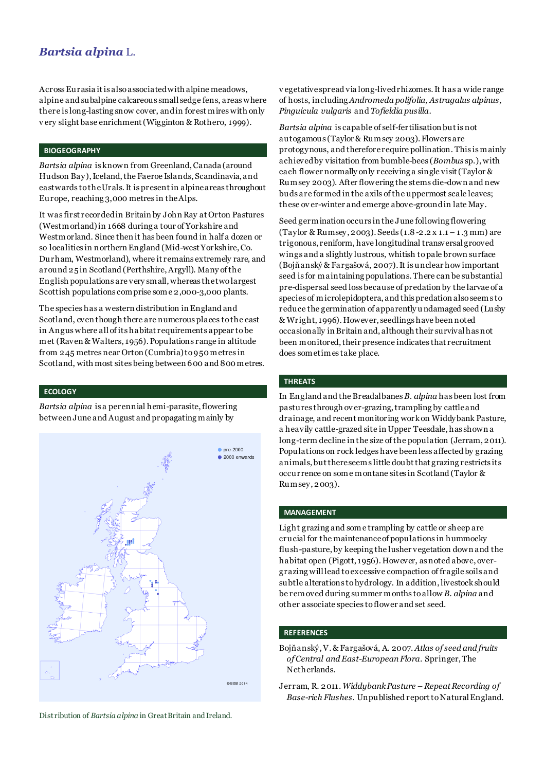# *Bartsia alpina* L.

Across Eurasia it is also associated with alpine meadows, alpine and subalpine calcareous small sedge fens, areas where there is long-lasting snow cover, and in forest mires with only very slight base enrichment (Wigginton & Rothero, 1999).

## BIOGEOGRAPHY

*Bartsia alpina* is known from Greenland, Canada (around Hudson Bay), Iceland, the Faeroe Islands, Scandinavia, and eastwards to the Urals. It is present in alpine areas throughout Europe, reaching 3,000 metres in the Alps.

It was first recorded in Britain by John Ray at Orton Pastures (Westmorland) in 1668 during a tour of Yorkshire and Westmorland. Since then it has been found in half a dozen or so localities in northern England (Mid-west Yorkshire, Co. Durham, Westmorland), where it remains extremely rare, and around 25 in Scotland (Perthshire, Argyll). Many of the English populations are very small, whereas the two largest Scottish populations comprise some 2,000-3,000 plants.

The species has a western distribution in England and Scotland, even though there are numerous places to the east in Angus where all of its habitat requirements appear to be met (Raven & Walters, 1956). Populations range in altitude from 245 metres near Orton (Cumbria) to 950 metres in Scotland, with most sites being between 600 and 800 metres.

## ECOLOGY

*Bartsia alpina* is a perennial hemi-parasite, flowering between June and August and propagating mainly by vegetative spread via long-lived rhizomes. It has a wide range of hosts, including *Andromeda polifolia, Astragalus alpinus, Pinguicula vulgaris* and *Tofieldia pusilla*.

*Bartsia alpina* is capable of self-fertilisation but is not autogamous (Taylor & Rumsey 2003). Flowers are protogynous, and therefore require pollination. This is mainly achieved by visitation from bumble-bees (*Bombus* sp.), with each flower normally only receiving a single visit (Taylor & Rumsey 2003). After flowering the stems die-down and new buds are formed in the axils of the uppermost scale leaves; these over-winter and emerge above-ground in late May.

Seed germination occurs in the June following flowering (Taylor & Rumsey, 2003). Seeds (1.8-2.2 x 1.1 – 1.3 mm) are trigonous, reniform, have longitudinal transversal grooved wings and a slightly lustrous, whitish to pale brown surface (Bojňanský & Fargašová, 2007). It is unclear how important seed is for maintaining populations. There can be substantial pre-dispersal seed loss because of predation by the larvae of a species of microlepidoptera, and this predation also seems to reduce the germination of apparently undamaged seed (Lusby & Wright, 1996). However, seedlings have been noted occasionally in Britain and, although their survival has not been monitored, their presence indicates that recruitment does sometimes take place.

pre-2000
2000 onwards
©BSBI 2014

Distribution of *Bartsia alpina* in Great Britain and Ireland.

## THREATS

In England and the Breadalbanes *B. alpina* has been lost from pastures through over-grazing, trampling by cattle and drainage, and recent monitoring work on Widdybank Pasture, a heavily cattle-grazed site in Upper Teesdale, has shown a long-term decline in the size of the population (Jerram, 2011). Populations on rock ledges have been less affected by grazing animals, but there seems little doubt that grazing restricts its occurrence on some montane sites in Scotland (Taylor & Rumsey, 2003).

## MANAGEMENT

Light grazing and some trampling by cattle or sheep are crucial for the maintenance of populations in hummocky flush-pasture, by keeping the lusher vegetation down and the habitat open (Pigott, 1956). However, as noted above, over-grazing will lead to excessive compaction of fragile soils and subtle alterations to hydrology. In addition, livestock should be removed during summer months to allow *B. alpina* and other associate species to flower and set seed.

## REFERENCES

Bojňanský, V. & Fargašová, A. 2007. *Atlas of seed and fruits of Central and East-European Flora*. Springer, The Netherlands.

Jerram, R. 2011. *Widdybank Pasture – Repeat Recording of Base-rich Flushes*. Unpublished report to Natural England.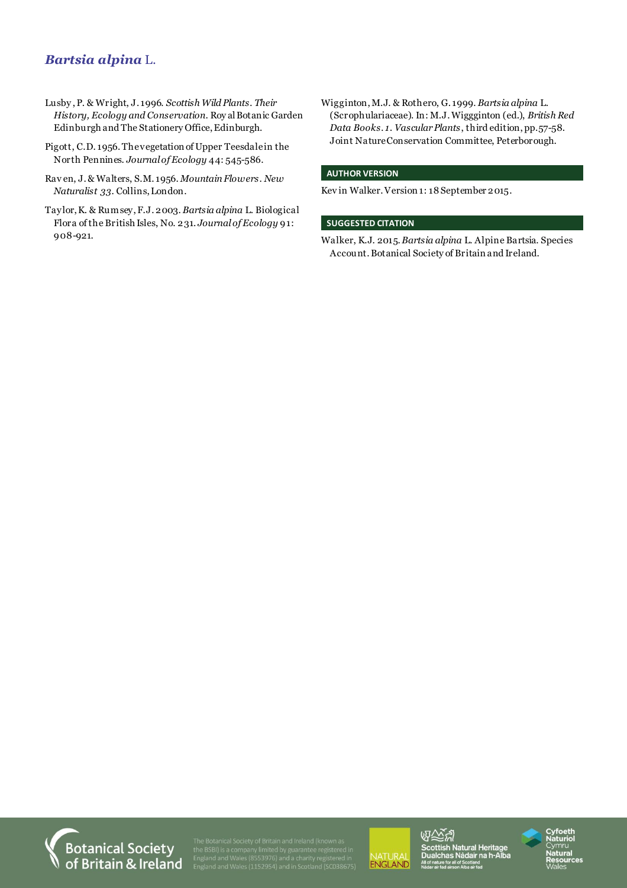Lusby, P. & Wright, J. 1996. *Scottish Wild Plants. Their History, Ecology and Conservation*. Royal Botanic Garden Edinburgh and The Stationery Office, Edinburgh.

Pigott, C.D. 1956. The vegetation of Upper Teesdale in the North Pennines. *Journal of Ecology* 44: 545-586.

Raven, J. & Walters, S.M. 1956. *Mountain Flowers*. *New Naturalist 33*. Collins, London.

Taylor, K. & Rumsey, F.J. 2003. *Bartsia alpina* L. Biological Flora of the British Isles, No. 231. *Journal of Ecology* 91: 908-921.

Wigginton, M.J. & Rothero, G. 1999. *Bartsia alpina* L. (Scrophulariaceae). In: M.J. Wiggginton (ed.), *British Red Data Books. 1. Vascular Plants*, third edition, pp.57-58. Joint Nature Conservation Committee, Peterborough.

## AUTHOR VERSION

Kevin Walker. Version 1: 18 September 2015.

## SUGGESTED CITATION

Walker, K.J. 2015. *Bartsia alpina* L. Alpine Bartsia. Species Account. Botanical Society of Britain and Ireland.

The Botanical Society of Britain and Ireland (known as the BSBI) is a company limited by guarantee registered in England and Wales (8553976) and a charity registered in England and Wales (1152954) and in Scotland (SC038675)